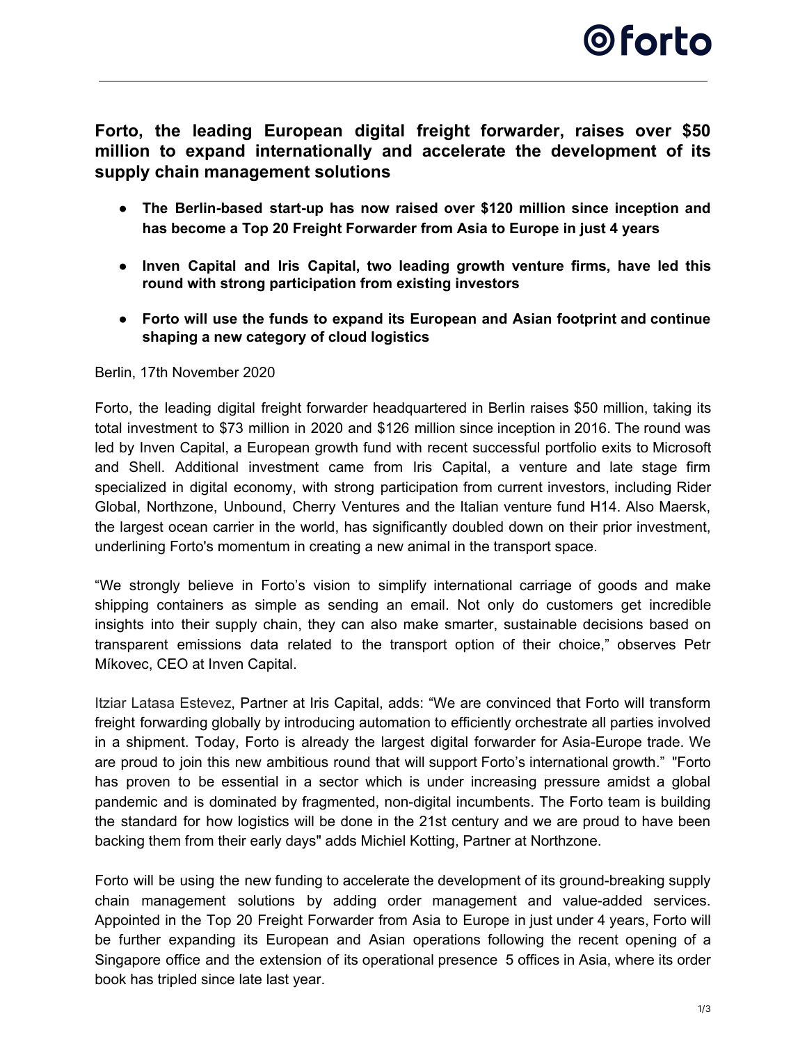# Forto, the leading European digital freight forwarder, raises over $50 million to expand internationally and accelerate the development of its supply chain management solutions

- **The Berlin-based start-up has now raised over $120 million since inception and has become a Top 20 Freight Forwarder from Asia to Europe in just 4 years**
- **Inven Capital and Iris Capital, two leading growth venture firms, have led this round with strong participation from existing investors**
- **Forto will use the funds to expand its European and Asian footprint and continue shaping a new category of cloud logistics**

Berlin, 17th November 2020

Forto, the leading digital freight forwarder headquartered in Berlin raises $50 million, taking its total investment to $73 million in 2020 and $126 million since inception in 2016. The round was led by Inven Capital, a European growth fund with recent successful portfolio exits to Microsoft and Shell. Additional investment came from Iris Capital, a venture and late stage firm specialized in digital economy, with strong participation from current investors, including Rider Global, Northzone, Unbound, Cherry Ventures and the Italian venture fund H14. Also Maersk, the largest ocean carrier in the world, has significantly doubled down on their prior investment, underlining Forto's momentum in creating a new animal in the transport space.

“We strongly believe in Forto’s vision to simplify international carriage of goods and make shipping containers as simple as sending an email. Not only do customers get incredible insights into their supply chain, they can also make smarter, sustainable decisions based on transparent emissions data related to the transport option of their choice,” observes Petr Míkovec, CEO at Inven Capital.

Itziar Latasa Estevez, Partner at Iris Capital, adds: “We are convinced that Forto will transform freight forwarding globally by introducing automation to efficiently orchestrate all parties involved in a shipment. Today, Forto is already the largest digital forwarder for Asia-Europe trade. We are proud to join this new ambitious round that will support Forto’s international growth.” "Forto has proven to be essential in a sector which is under increasing pressure amidst a global pandemic and is dominated by fragmented, non-digital incumbents. The Forto team is building the standard for how logistics will be done in the 21st century and we are proud to have been backing them from their early days" adds Michiel Kotting, Partner at Northzone.

Forto will be using the new funding to accelerate the development of its ground-breaking supply chain management solutions by adding order management and value-added services. Appointed in the Top 20 Freight Forwarder from Asia to Europe in just under 4 years, Forto will be further expanding its European and Asian operations following the recent opening of a Singapore office and the extension of its operational presence 5 offices in Asia, where its order book has tripled since late last year.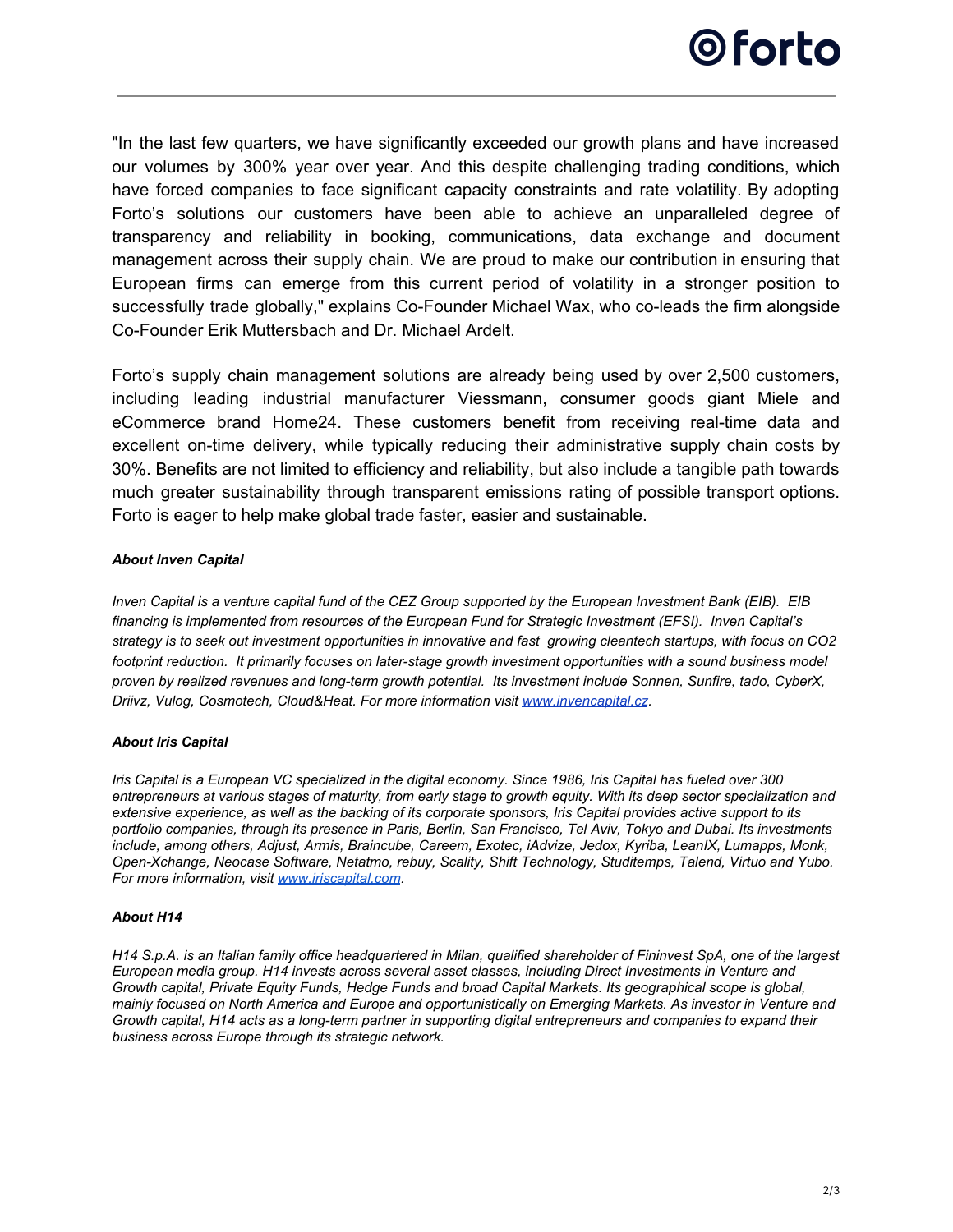"In the last few quarters, we have significantly exceeded our growth plans and have increased our volumes by 300% year over year. And this despite challenging trading conditions, which have forced companies to face significant capacity constraints and rate volatility. By adopting Forto's solutions our customers have been able to achieve an unparalleled degree of transparency and reliability in booking, communications, data exchange and document management across their supply chain. We are proud to make our contribution in ensuring that European firms can emerge from this current period of volatility in a stronger position to successfully trade globally," explains Co-Founder Michael Wax, who co-leads the firm alongside Co-Founder Erik Muttersbach and Dr. Michael Ardelt.

Forto's supply chain management solutions are already being used by over 2,500 customers, including leading industrial manufacturer Viessmann, consumer goods giant Miele and eCommerce brand Home24. These customers benefit from receiving real-time data and excellent on-time delivery, while typically reducing their administrative supply chain costs by 30%. Benefits are not limited to efficiency and reliability, but also include a tangible path towards much greater sustainability through transparent emissions rating of possible transport options. Forto is eager to help make global trade faster, easier and sustainable.

***About Inven Capital***

*Inven Capital is a venture capital fund of the CEZ Group supported by the European Investment Bank (EIB). EIB financing is implemented from resources of the European Fund for Strategic Investment (EFSI). Inven Capital's strategy is to seek out investment opportunities in innovative and fast growing cleantech startups, with focus on CO2 footprint reduction. It primarily focuses on later-stage growth investment opportunities with a sound business model proven by realized revenues and long-term growth potential. Its investment include Sonnen, Sunfire, tado, CyberX, Driivz, Vulog, Cosmotech, Cloud&Heat. For more information visit [www.invencapital.cz](www.invencapital.cz).*

***About Iris Capital***

*Iris Capital is a European VC specialized in the digital economy. Since 1986, Iris Capital has fueled over 300 entrepreneurs at various stages of maturity, from early stage to growth equity. With its deep sector specialization and extensive experience, as well as the backing of its corporate sponsors, Iris Capital provides active support to its portfolio companies, through its presence in Paris, Berlin, San Francisco, Tel Aviv, Tokyo and Dubai. Its investments include, among others, Adjust, Armis, Braincube, Careem, Exotec, iAdvize, Jedox, Kyriba, LeanIX, Lumapps, Monk, Open-Xchange, Neocase Software, Netatmo, rebuy, Scality, Shift Technology, Studitemps, Talend, Virtuo and Yubo. For more information, visit [www.iriscapital.com](www.iriscapital.com).*

***About H14***

*H14 S.p.A. is an Italian family office headquartered in Milan, qualified shareholder of Fininvest SpA, one of the largest European media group. H14 invests across several asset classes, including Direct Investments in Venture and Growth capital, Private Equity Funds, Hedge Funds and broad Capital Markets. Its geographical scope is global, mainly focused on North America and Europe and opportunistically on Emerging Markets. As investor in Venture and Growth capital, H14 acts as a long-term partner in supporting digital entrepreneurs and companies to expand their business across Europe through its strategic network.*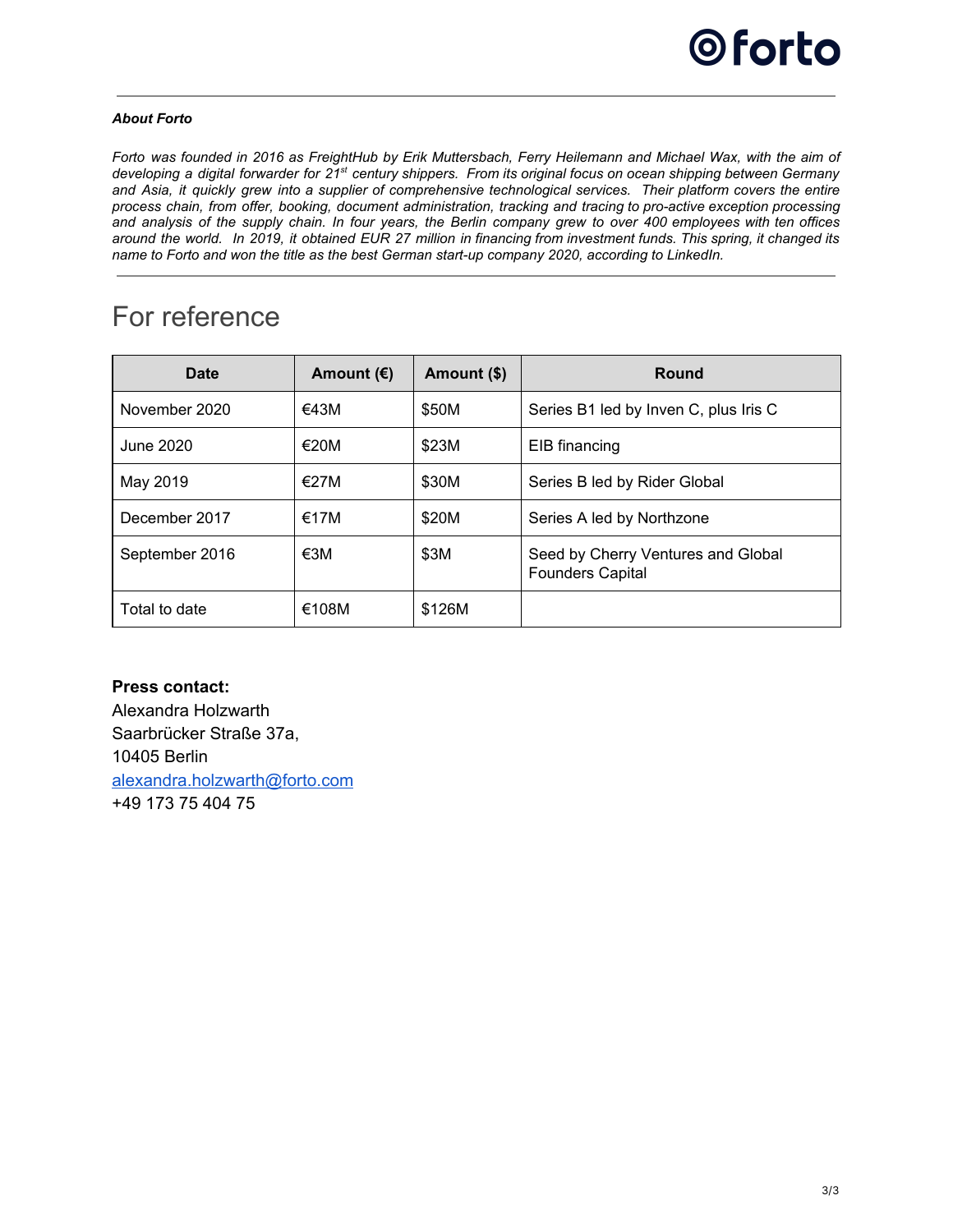***About Forto***

*Forto was founded in 2016 as FreightHub by Erik Muttersbach, Ferry Heilemann and Michael Wax, with the aim of developing a digital forwarder for 21st century shippers. From its original focus on ocean shipping between Germany and Asia, it quickly grew into a supplier of comprehensive technological services. Their platform covers the entire process chain, from offer, booking, document administration, tracking and tracing to pro-active exception processing and analysis of the supply chain. In four years, the Berlin company grew to over 400 employees with ten offices around the world. In 2019, it obtained EUR 27 million in financing from investment funds. This spring, it changed its name to Forto and won the title as the best German start-up company 2020, according to LinkedIn.*

# For reference

| Date | Amount (€) | Amount ($) | Round |
|---|---|---|---|
| November 2020 | €43M | $50M | Series B1 led by Inven C, plus Iris C |
| June 2020 | €20M | $23M | EIB financing |
| May 2019 | €27M | $30M | Series B led by Rider Global |
| December 2017 | €17M | $20M | Series A led by Northzone |
| September 2016 | €3M | $3M | Seed by Cherry Ventures and Global Founders Capital |
| Total to date | €108M | $126M | |

**Press contact:**
Alexandra Holzwarth
Saarbrücker Straße 37a,
10405 Berlin
alexandra.holzwarth@forto.com
+49 173 75 404 75